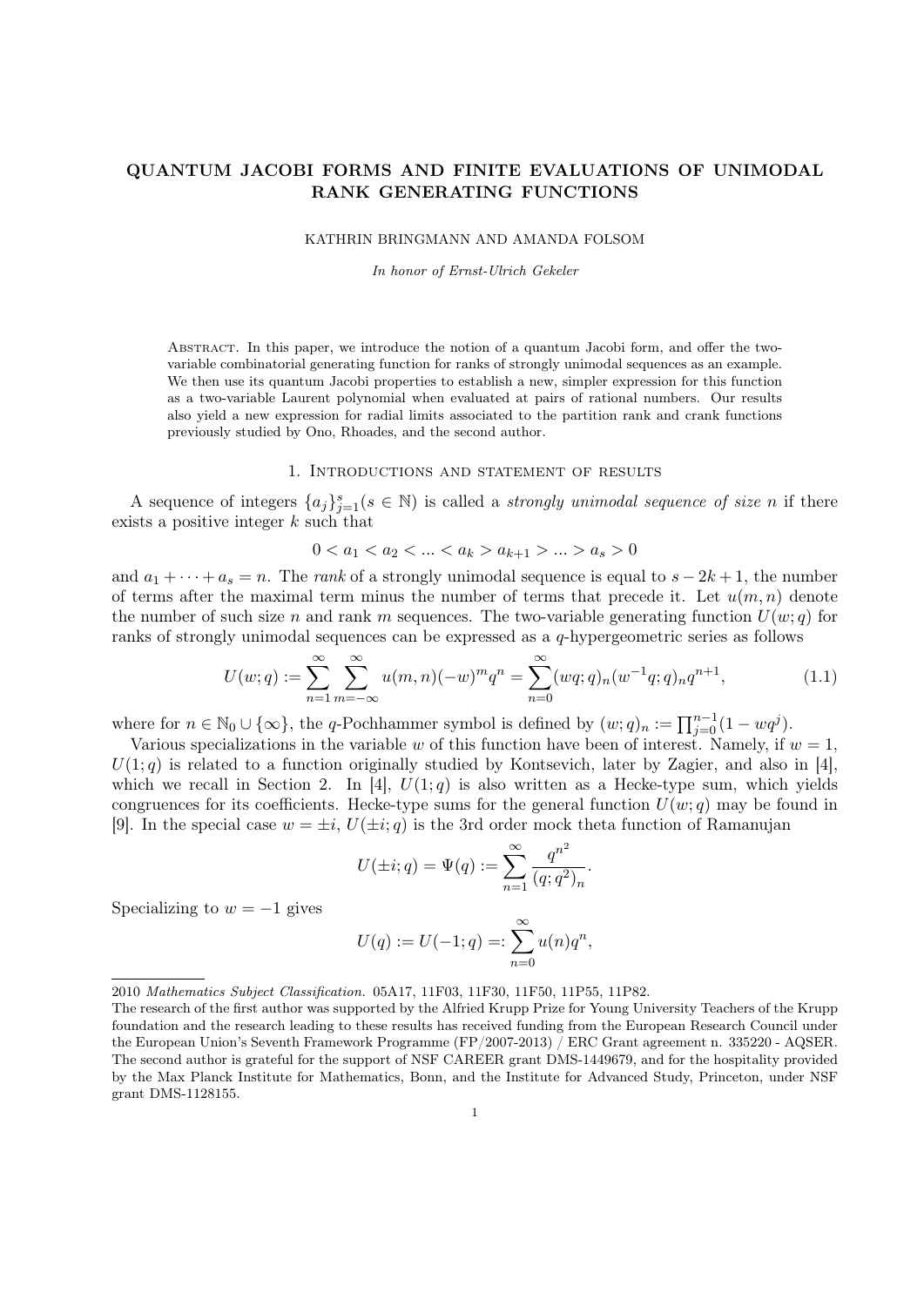# QUANTUM JACOBI FORMS AND FINITE EVALUATIONS OF UNIMODAL RANK GENERATING FUNCTIONS

KATHRIN BRINGMANN AND AMANDA FOLSOM

*In honor of Ernst-Ulrich Gekeler*

Abstract. In this paper, we introduce the notion of a quantum Jacobi form, and offer the two-variable combinatorial generating function for ranks of strongly unimodal sequences as an example. We then use its quantum Jacobi properties to establish a new, simpler expression for this function as a two-variable Laurent polynomial when evaluated at pairs of rational numbers. Our results also yield a new expression for radial limits associated to the partition rank and crank functions previously studied by Ono, Rhoades, and the second author.

## 1. Introductions and statement of results

A sequence of integers $\{a_j\}_{j=1}^s (s \in \mathbb{N})$ is called a *strongly unimodal sequence of size n* if there exists a positive integer $k$ such that

$$0 < a_1 < a_2 < ... < a_k > a_{k+1} > ... > a_s > 0$$

and $a_1 + \cdots + a_s = n$. The *rank* of a strongly unimodal sequence is equal to $s - 2k + 1$, the number of terms after the maximal term minus the number of terms that precede it. Let $u(m, n)$ denote the number of such size $n$ and rank $m$ sequences. The two-variable generating function $U(w; q)$ for ranks of strongly unimodal sequences can be expressed as a $q$-hypergeometric series as follows

$$U(w; q) := \sum_{n=1}^{\infty} \sum_{m=-\infty}^{\infty} u(m, n)(-w)^m q^n = \sum_{n=0}^{\infty} (wq; q)_n (w^{-1}q; q)_n q^{n+1}, \tag{1.1}$$

where for $n \in \mathbb{N}_0 \cup \{\infty\}$, the $q$-Pochhammer symbol is defined by $(w; q)_n := \prod_{j=0}^{n-1}(1 - wq^j)$.

Various specializations in the variable $w$ of this function have been of interest. Namely, if $w = 1$, $U(1; q)$ is related to a function originally studied by Kontsevich, later by Zagier, and also in [4], which we recall in Section 2. In [4], $U(1; q)$ is also written as a Hecke-type sum, which yields congruences for its coefficients. Hecke-type sums for the general function $U(w; q)$ may be found in [9]. In the special case $w = \pm i$, $U(\pm i; q)$ is the 3rd order mock theta function of Ramanujan

$$U(\pm i; q) = \Psi(q) := \sum_{n=1}^{\infty} \frac{q^{n^2}}{(q; q^2)_n}.$$

Specializing to $w = -1$ gives

$$U(q) := U(-1; q) =: \sum_{n=0}^{\infty} u(n) q^n,$$

---

2010 *Mathematics Subject Classification.* 05A17, 11F03, 11F30, 11F50, 11P55, 11P82.

The research of the first author was supported by the Alfried Krupp Prize for Young University Teachers of the Krupp foundation and the research leading to these results has received funding from the European Research Council under the European Union's Seventh Framework Programme (FP/2007-2013) / ERC Grant agreement n. 335220 - AQSER. The second author is grateful for the support of NSF CAREER grant DMS-1449679, and for the hospitality provided by the Max Planck Institute for Mathematics, Bonn, and the Institute for Advanced Study, Princeton, under NSF grant DMS-1128155.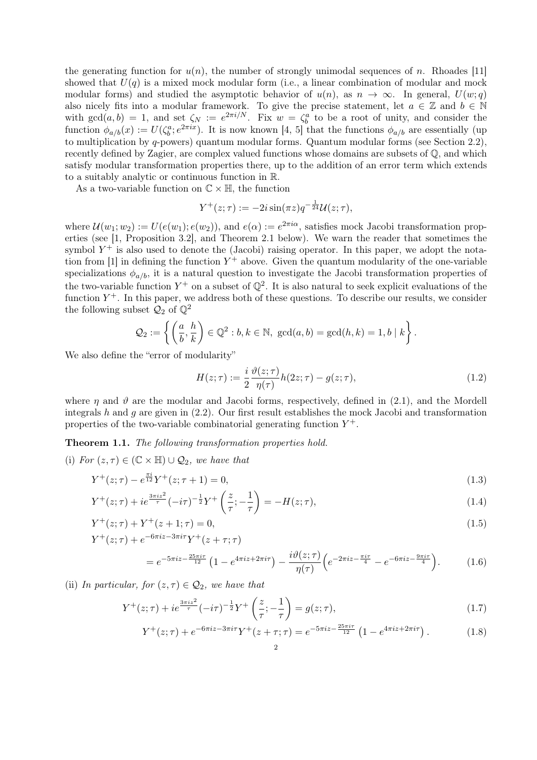the generating function for $u(n)$, the number of strongly unimodal sequences of $n$. Rhoades [11] showed that $U(q)$ is a mixed mock modular form (i.e., a linear combination of modular and mock modular forms) and studied the asymptotic behavior of $u(n)$, as $n \to \infty$. In general, $U(w;q)$ also nicely fits into a modular framework. To give the precise statement, let $a \in \mathbb{Z}$ and $b \in \mathbb{N}$ with $\gcd(a,b) = 1$, and set $\zeta_N := e^{2\pi i/N}$. Fix $w = \zeta_b^a$ to be a root of unity, and consider the function $\phi_{a/b}(x) := U(\zeta_b^a; e^{2\pi i x})$. It is now known [4, 5] that the functions $\phi_{a/b}$ are essentially (up to multiplication by $q$-powers) quantum modular forms. Quantum modular forms (see Section 2.2), recently defined by Zagier, are complex valued functions whose domains are subsets of $\mathbb{Q}$, and which satisfy modular transformation properties there, up to the addition of an error term which extends to a suitably analytic or continuous function in $\mathbb{R}$.

As a two-variable function on $\mathbb{C} \times \mathbb{H}$, the function

$$Y^+(z;\tau) := -2i\sin(\pi z)q^{-\frac{1}{24}}\mathcal{U}(z;\tau),$$

where $\mathcal{U}(w_1;w_2) := U(e(w_1);e(w_2))$, and $e(\alpha) := e^{2\pi i\alpha}$, satisfies mock Jacobi transformation properties (see [1, Proposition 3.2], and Theorem 2.1 below). We warn the reader that sometimes the symbol $Y^+$ is also used to denote the (Jacobi) raising operator. In this paper, we adopt the notation from [1] in defining the function $Y^+$ above. Given the quantum modularity of the one-variable specializations $\phi_{a/b}$, it is a natural question to investigate the Jacobi transformation properties of the two-variable function $Y^+$ on a subset of $\mathbb{Q}^2$. It is also natural to seek explicit evaluations of the function $Y^+$. In this paper, we address both of these questions. To describe our results, we consider the following subset $\mathcal{Q}_2$ of $\mathbb{Q}^2$

$$\mathcal{Q}_2 := \left\{ \left(\frac{a}{b}, \frac{h}{k}\right) \in \mathbb{Q}^2 : b, k \in \mathbb{N},\ \gcd(a,b) = \gcd(h,k) = 1, b \mid k \right\}.$$

We also define the "error of modularity"

$$H(z;\tau) := \frac{i}{2}\frac{\vartheta(z;\tau)}{\eta(\tau)}h(2z;\tau) - g(z;\tau), \tag{1.2}$$

where $\eta$ and $\vartheta$ are the modular and Jacobi forms, respectively, defined in (2.1), and the Mordell integrals $h$ and $g$ are given in (2.2). Our first result establishes the mock Jacobi and transformation properties of the two-variable combinatorial generating function $Y^+$.

**Theorem 1.1.** *The following transformation properties hold.*

(i) *For $(z,\tau) \in (\mathbb{C} \times \mathbb{H}) \cup \mathcal{Q}_2$, we have that*

$$Y^+(z;\tau) - e^{\frac{\pi i}{12}}Y^+(z;\tau+1) = 0, \tag{1.3}$$

$$Y^+(z;\tau) + ie^{\frac{3\pi i z^2}{\tau}}(-i\tau)^{-\frac{1}{2}}Y^+\left(\frac{z}{\tau};-\frac{1}{\tau}\right) = -H(z;\tau), \tag{1.4}$$

$$Y^+(z;\tau) + Y^+(z+1;\tau) = 0, \tag{1.5}$$

$$Y^+(z;\tau) + e^{-6\pi i z - 3\pi i\tau}Y^+(z+\tau;\tau)$$
$$= e^{-5\pi i z - \frac{25\pi i\tau}{12}}\left(1 - e^{4\pi i z + 2\pi i\tau}\right) - \frac{i\vartheta(z;\tau)}{\eta(\tau)}\Big(e^{-2\pi i z - \frac{\pi i\tau}{4}} - e^{-6\pi i z - \frac{9\pi i\tau}{4}}\Big). \tag{1.6}$$

(ii) *In particular, for $(z,\tau) \in \mathcal{Q}_2$, we have that*

$$Y^+(z;\tau) + ie^{\frac{3\pi i z^2}{\tau}}(-i\tau)^{-\frac{1}{2}}Y^+\left(\frac{z}{\tau};-\frac{1}{\tau}\right) = g(z;\tau), \tag{1.7}$$

$$Y^+(z;\tau) + e^{-6\pi i z - 3\pi i\tau}Y^+(z+\tau;\tau) = e^{-5\pi i z - \frac{25\pi i\tau}{12}}\left(1 - e^{4\pi i z + 2\pi i\tau}\right). \tag{1.8}$$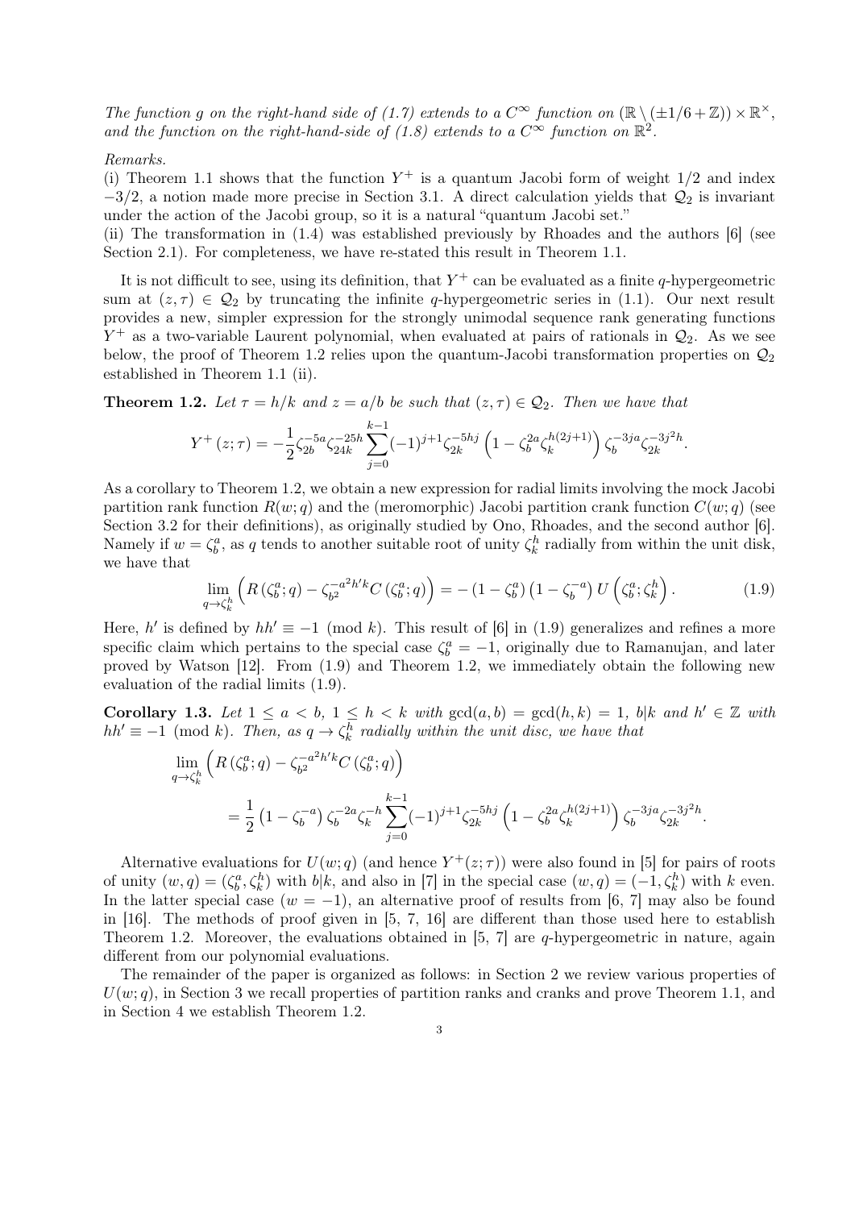*The function $g$ on the right-hand side of (1.7) extends to a $C^\infty$ function on $(\mathbb{R} \setminus (\pm 1/6 + \mathbb{Z})) \times \mathbb{R}^\times$, and the function on the right-hand-side of (1.8) extends to a $C^\infty$ function on $\mathbb{R}^2$.*

*Remarks.*

(i) Theorem 1.1 shows that the function $Y^+$ is a quantum Jacobi form of weight $1/2$ and index $-3/2$, a notion made more precise in Section 3.1. A direct calculation yields that $\mathcal{Q}_2$ is invariant under the action of the Jacobi group, so it is a natural "quantum Jacobi set."

(ii) The transformation in (1.4) was established previously by Rhoades and the authors [6] (see Section 2.1). For completeness, we have re-stated this result in Theorem 1.1.

It is not difficult to see, using its definition, that $Y^+$ can be evaluated as a finite $q$-hypergeometric sum at $(z, \tau) \in \mathcal{Q}_2$ by truncating the infinite $q$-hypergeometric series in (1.1). Our next result provides a new, simpler expression for the strongly unimodal sequence rank generating functions $Y^+$ as a two-variable Laurent polynomial, when evaluated at pairs of rationals in $\mathcal{Q}_2$. As we see below, the proof of Theorem 1.2 relies upon the quantum-Jacobi transformation properties on $\mathcal{Q}_2$ established in Theorem 1.1 (ii).

**Theorem 1.2.** *Let $\tau = h/k$ and $z = a/b$ be such that $(z, \tau) \in \mathcal{Q}_2$. Then we have that*

$$Y^+(z;\tau) = -\frac{1}{2}\zeta_{2b}^{-5a}\zeta_{24k}^{-25h}\sum_{j=0}^{k-1}(-1)^{j+1}\zeta_{2k}^{-5hj}\left(1-\zeta_b^{2a}\zeta_k^{h(2j+1)}\right)\zeta_b^{-3ja}\zeta_{2k}^{-3j^2h}.$$

As a corollary to Theorem 1.2, we obtain a new expression for radial limits involving the mock Jacobi partition rank function $R(w;q)$ and the (meromorphic) Jacobi partition crank function $C(w;q)$ (see Section 3.2 for their definitions), as originally studied by Ono, Rhoades, and the second author [6]. Namely if $w = \zeta_b^a$, as $q$ tends to another suitable root of unity $\zeta_k^h$ radially from within the unit disk, we have that

$$\lim_{q\to\zeta_k^h}\left(R\left(\zeta_b^a;q\right)-\zeta_{b^2}^{-a^2h'k}C\left(\zeta_b^a;q\right)\right) = -\left(1-\zeta_b^a\right)\left(1-\zeta_b^{-a}\right)U\left(\zeta_b^a;\zeta_k^h\right). \tag{1.9}$$

Here, $h'$ is defined by $hh' \equiv -1 \pmod{k}$. This result of [6] in (1.9) generalizes and refines a more specific claim which pertains to the special case $\zeta_b^a = -1$, originally due to Ramanujan, and later proved by Watson [12]. From (1.9) and Theorem 1.2, we immediately obtain the following new evaluation of the radial limits (1.9).

**Corollary 1.3.** *Let $1 \le a < b$, $1 \le h < k$ with $\gcd(a,b) = \gcd(h,k) = 1$, $b|k$ and $h' \in \mathbb{Z}$ with $hh' \equiv -1 \pmod{k}$. Then, as $q \to \zeta_k^h$ radially within the unit disc, we have that*

$$\lim_{q\to\zeta_k^h}\left(R\left(\zeta_b^a;q\right)-\zeta_{b^2}^{-a^2h'k}C\left(\zeta_b^a;q\right)\right)$$
$$= \frac{1}{2}\left(1-\zeta_b^{-a}\right)\zeta_b^{-2a}\zeta_k^{-h}\sum_{j=0}^{k-1}(-1)^{j+1}\zeta_{2k}^{-5hj}\left(1-\zeta_b^{2a}\zeta_k^{h(2j+1)}\right)\zeta_b^{-3ja}\zeta_{2k}^{-3j^2h}.$$

Alternative evaluations for $U(w;q)$ (and hence $Y^+(z;\tau)$) were also found in [5] for pairs of roots of unity $(w,q) = (\zeta_b^a, \zeta_k^h)$ with $b|k$, and also in [7] in the special case $(w,q) = (-1, \zeta_k^h)$ with $k$ even. In the latter special case ($w = -1$), an alternative proof of results from [6, 7] may also be found in [16]. The methods of proof given in [5, 7, 16] are different than those used here to establish Theorem 1.2. Moreover, the evaluations obtained in [5, 7] are $q$-hypergeometric in nature, again different from our polynomial evaluations.

The remainder of the paper is organized as follows: in Section 2 we review various properties of $U(w;q)$, in Section 3 we recall properties of partition ranks and cranks and prove Theorem 1.1, and in Section 4 we establish Theorem 1.2.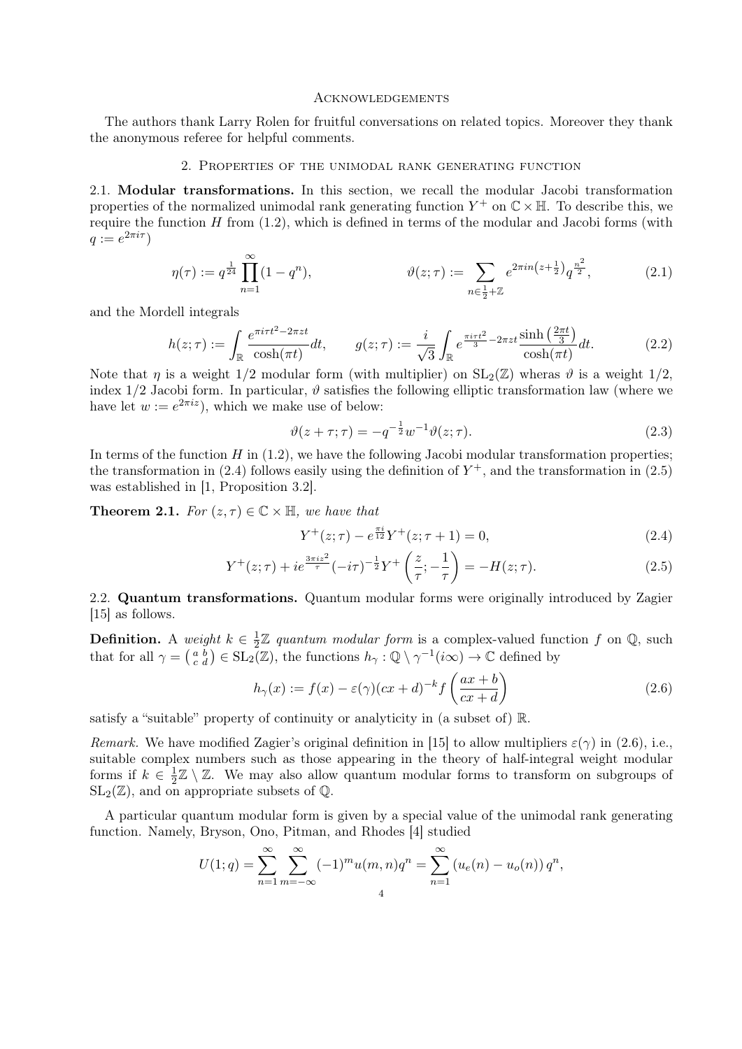## Acknowledgements

The authors thank Larry Rolen for fruitful conversations on related topics. Moreover they thank the anonymous referee for helpful comments.

## 2. Properties of the unimodal rank generating function

**2.1. Modular transformations.** In this section, we recall the modular Jacobi transformation properties of the normalized unimodal rank generating function $Y^+$ on $\mathbb{C}\times\mathbb{H}$. To describe this, we require the function $H$ from (1.2), which is defined in terms of the modular and Jacobi forms (with $q := e^{2\pi i\tau}$)

$$\eta(\tau) := q^{\frac{1}{24}}\prod_{n=1}^{\infty}(1-q^n), \qquad\qquad \vartheta(z;\tau) := \sum_{n\in\frac{1}{2}+\mathbb{Z}} e^{2\pi i n\left(z+\frac{1}{2}\right)}q^{\frac{n^2}{2}}, \tag{2.1}$$

and the Mordell integrals

$$h(z;\tau) := \int_{\mathbb{R}} \frac{e^{\pi i\tau t^2 - 2\pi z t}}{\cosh(\pi t)}dt, \qquad g(z;\tau) := \frac{i}{\sqrt{3}}\int_{\mathbb{R}} e^{\frac{\pi i \tau t^2}{3} - 2\pi z t}\frac{\sinh\left(\frac{2\pi t}{3}\right)}{\cosh(\pi t)}dt. \tag{2.2}$$

Note that $\eta$ is a weight $1/2$ modular form (with multiplier) on $\mathrm{SL}_2(\mathbb{Z})$ wheras $\vartheta$ is a weight $1/2$, index $1/2$ Jacobi form. In particular, $\vartheta$ satisfies the following elliptic transformation law (where we have let $w := e^{2\pi i z}$), which we make use of below:

$$\vartheta(z+\tau;\tau) = -q^{-\frac{1}{2}}w^{-1}\vartheta(z;\tau). \tag{2.3}$$

In terms of the function $H$ in (1.2), we have the following Jacobi modular transformation properties; the transformation in (2.4) follows easily using the definition of $Y^+$, and the transformation in (2.5) was established in [1, Proposition 3.2].

**Theorem 2.1.** *For $(z,\tau)\in\mathbb{C}\times\mathbb{H}$, we have that*

$$Y^+(z;\tau) - e^{\frac{\pi i}{12}}Y^+(z;\tau+1) = 0, \tag{2.4}$$

$$Y^+(z;\tau) + ie^{\frac{3\pi i z^2}{\tau}}(-i\tau)^{-\frac{1}{2}}Y^+\left(\frac{z}{\tau};-\frac{1}{\tau}\right) = -H(z;\tau). \tag{2.5}$$

**2.2. Quantum transformations.** Quantum modular forms were originally introduced by Zagier [15] as follows.

**Definition.** A *weight $k\in\frac{1}{2}\mathbb{Z}$ quantum modular form* is a complex-valued function $f$ on $\mathbb{Q}$, such that for all $\gamma = \left(\begin{smallmatrix} a & b\\ c & d\end{smallmatrix}\right)\in\mathrm{SL}_2(\mathbb{Z})$, the functions $h_\gamma : \mathbb{Q}\setminus\gamma^{-1}(i\infty)\to\mathbb{C}$ defined by

$$h_\gamma(x) := f(x) - \varepsilon(\gamma)(cx+d)^{-k}f\left(\frac{ax+b}{cx+d}\right) \tag{2.6}$$

satisfy a "suitable" property of continuity or analyticity in (a subset of) $\mathbb{R}$.

*Remark.* We have modified Zagier's original definition in [15] to allow multipliers $\varepsilon(\gamma)$ in (2.6), i.e., suitable complex numbers such as those appearing in the theory of half-integral weight modular forms if $k\in\frac{1}{2}\mathbb{Z}\setminus\mathbb{Z}$. We may also allow quantum modular forms to transform on subgroups of $\mathrm{SL}_2(\mathbb{Z})$, and on appropriate subsets of $\mathbb{Q}$.

A particular quantum modular form is given by a special value of the unimodal rank generating function. Namely, Bryson, Ono, Pitman, and Rhodes [4] studied

$$U(1;q) = \sum_{n=1}^{\infty}\sum_{m=-\infty}^{\infty}(-1)^m u(m,n)q^n = \sum_{n=1}^{\infty}\left(u_e(n)-u_o(n)\right)q^n,$$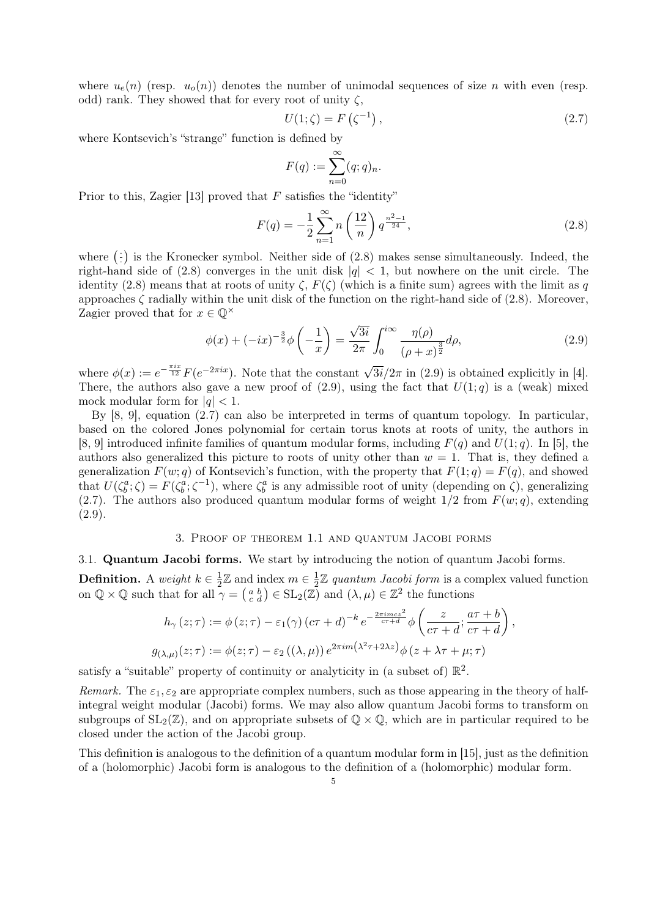where $u_e(n)$ (resp. $u_o(n)$) denotes the number of unimodal sequences of size $n$ with even (resp. odd) rank. They showed that for every root of unity $\zeta$,

$$U(1;\zeta) = F\left(\zeta^{-1}\right), \tag{2.7}$$

where Kontsevich's "strange" function is defined by

$$F(q) := \sum_{n=0}^{\infty} (q;q)_n.$$

Prior to this, Zagier [13] proved that $F$ satisfies the "identity"

$$F(q) = -\frac{1}{2}\sum_{n=1}^{\infty} n\left(\frac{12}{n}\right) q^{\frac{n^2-1}{24}}, \tag{2.8}$$

where $\left(\frac{\cdot}{\cdot}\right)$ is the Kronecker symbol. Neither side of (2.8) makes sense simultaneously. Indeed, the right-hand side of (2.8) converges in the unit disk $|q| < 1$, but nowhere on the unit circle. The identity (2.8) means that at roots of unity $\zeta$, $F(\zeta)$ (which is a finite sum) agrees with the limit as $q$ approaches $\zeta$ radially within the unit disk of the function on the right-hand side of (2.8). Moreover, Zagier proved that for $x \in \mathbb{Q}^{\times}$

$$\phi(x) + (-ix)^{-\frac{3}{2}}\phi\left(-\frac{1}{x}\right) = \frac{\sqrt{3i}}{2\pi}\int_0^{i\infty} \frac{\eta(\rho)}{(\rho + x)^{\frac{3}{2}}} d\rho, \tag{2.9}$$

where $\phi(x) := e^{-\frac{\pi i x}{12}} F(e^{-2\pi i x})$. Note that the constant $\sqrt{3i}/2\pi$ in (2.9) is obtained explicitly in [4]. There, the authors also gave a new proof of (2.9), using the fact that $U(1;q)$ is a (weak) mixed mock modular form for $|q| < 1$.

By [8, 9], equation (2.7) can also be interpreted in terms of quantum topology. In particular, based on the colored Jones polynomial for certain torus knots at roots of unity, the authors in [8, 9] introduced infinite families of quantum modular forms, including $F(q)$ and $U(1;q)$. In [5], the authors also generalized this picture to roots of unity other than $w = 1$. That is, they defined a generalization $F(w;q)$ of Kontsevich's function, with the property that $F(1;q) = F(q)$, and showed that $U(\zeta_b^a;\zeta) = F(\zeta_b^a;\zeta^{-1})$, where $\zeta_b^a$ is any admissible root of unity (depending on $\zeta$), generalizing (2.7). The authors also produced quantum modular forms of weight $1/2$ from $F(w;q)$, extending (2.9).

## 3. Proof of theorem 1.1 and quantum Jacobi forms

### 3.1. Quantum Jacobi forms.

We start by introducing the notion of quantum Jacobi forms.

**Definition.** A *weight* $k \in \frac{1}{2}\mathbb{Z}$ and index $m \in \frac{1}{2}\mathbb{Z}$ *quantum Jacobi form* is a complex valued function on $\mathbb{Q}\times\mathbb{Q}$ such that for all $\gamma = \left(\begin{smallmatrix} a & b \\ c & d \end{smallmatrix}\right) \in \mathrm{SL}_2(\mathbb{Z})$ and $(\lambda,\mu) \in \mathbb{Z}^2$ the functions

$$h_\gamma(z;\tau) := \phi(z;\tau) - \varepsilon_1(\gamma)(c\tau + d)^{-k} e^{-\frac{2\pi i m c z^2}{c\tau + d}} \phi\left(\frac{z}{c\tau + d}; \frac{a\tau + b}{c\tau + d}\right),$$

$$g_{(\lambda,\mu)}(z;\tau) := \phi(z;\tau) - \varepsilon_2((\lambda,\mu))\, e^{2\pi i m\left(\lambda^2\tau + 2\lambda z\right)} \phi(z + \lambda\tau + \mu;\tau)$$

satisfy a "suitable" property of continuity or analyticity in (a subset of) $\mathbb{R}^2$.

*Remark.* The $\varepsilon_1, \varepsilon_2$ are appropriate complex numbers, such as those appearing in the theory of half-integral weight modular (Jacobi) forms. We may also allow quantum Jacobi forms to transform on subgroups of $\mathrm{SL}_2(\mathbb{Z})$, and on appropriate subsets of $\mathbb{Q}\times\mathbb{Q}$, which are in particular required to be closed under the action of the Jacobi group.

This definition is analogous to the definition of a quantum modular form in [15], just as the definition of a (holomorphic) Jacobi form is analogous to the definition of a (holomorphic) modular form.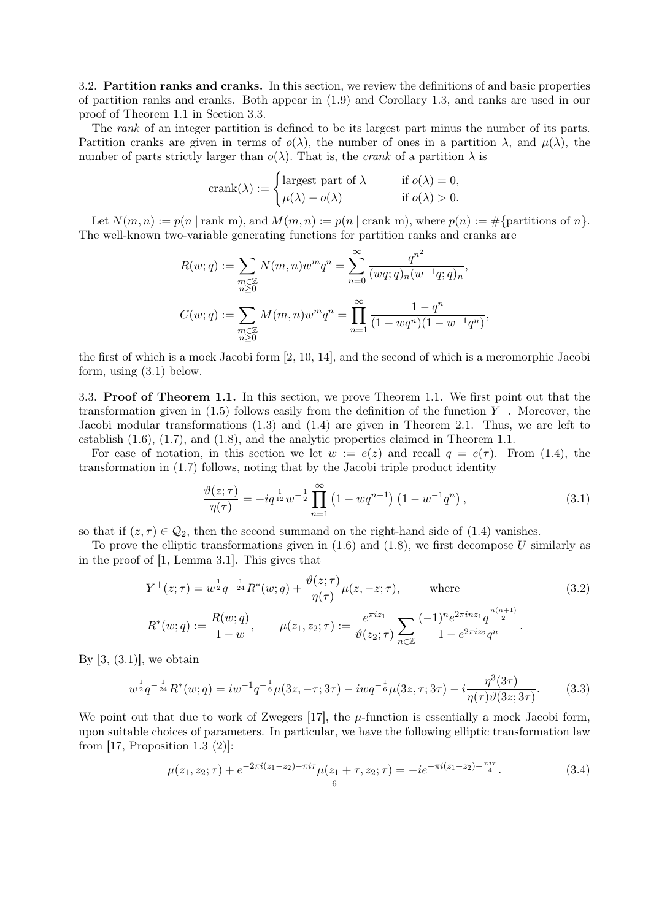3.2. **Partition ranks and cranks.** In this section, we review the definitions of and basic properties of partition ranks and cranks. Both appear in (1.9) and Corollary 1.3, and ranks are used in our proof of Theorem 1.1 in Section 3.3.

The *rank* of an integer partition is defined to be its largest part minus the number of its parts. Partition cranks are given in terms of $o(\lambda)$, the number of ones in a partition $\lambda$, and $\mu(\lambda)$, the number of parts strictly larger than $o(\lambda)$. That is, the *crank* of a partition $\lambda$ is

$$\operatorname{crank}(\lambda) := \begin{cases} \text{largest part of } \lambda & \text{if } o(\lambda) = 0, \\ \mu(\lambda) - o(\lambda) & \text{if } o(\lambda) > 0. \end{cases}$$

Let $N(m,n) := p(n \mid \text{rank m})$, and $M(m,n) := p(n \mid \text{crank m})$, where $p(n) := \#\{\text{partitions of } n\}$. The well-known two-variable generating functions for partition ranks and cranks are

$$R(w;q) := \sum_{\substack{m\in\mathbb{Z}\\ n\geq 0}} N(m,n) w^m q^n = \sum_{n=0}^{\infty} \frac{q^{n^2}}{(wq;q)_n (w^{-1}q;q)_n},$$

$$C(w;q) := \sum_{\substack{m\in\mathbb{Z}\\ n\geq 0}} M(m,n) w^m q^n = \prod_{n=1}^{\infty} \frac{1-q^n}{(1-wq^n)(1-w^{-1}q^n)},$$

the first of which is a mock Jacobi form [2, 10, 14], and the second of which is a meromorphic Jacobi form, using (3.1) below.

3.3. **Proof of Theorem 1.1.** In this section, we prove Theorem 1.1. We first point out that the transformation given in (1.5) follows easily from the definition of the function $Y^+$. Moreover, the Jacobi modular transformations (1.3) and (1.4) are given in Theorem 2.1. Thus, we are left to establish (1.6), (1.7), and (1.8), and the analytic properties claimed in Theorem 1.1.

For ease of notation, in this section we let $w := e(z)$ and recall $q = e(\tau)$. From (1.4), the transformation in (1.7) follows, noting that by the Jacobi triple product identity

$$\frac{\vartheta(z;\tau)}{\eta(\tau)} = -iq^{\frac{1}{12}} w^{-\frac{1}{2}} \prod_{n=1}^{\infty} \left(1 - wq^{n-1}\right)\left(1 - w^{-1}q^n\right), \tag{3.1}$$

so that if $(z,\tau) \in \mathcal{Q}_2$, then the second summand on the right-hand side of (1.4) vanishes.

To prove the elliptic transformations given in (1.6) and (1.8), we first decompose $U$ similarly as in the proof of [1, Lemma 3.1]. This gives that

$$Y^+(z;\tau) = w^{\frac{1}{2}} q^{-\frac{1}{24}} R^*(w;q) + \frac{\vartheta(z;\tau)}{\eta(\tau)} \mu(z,-z;\tau), \qquad \text{where} \tag{3.2}$$

$$R^*(w;q) := \frac{R(w;q)}{1-w}, \qquad \mu(z_1,z_2;\tau) := \frac{e^{\pi i z_1}}{\vartheta(z_2;\tau)} \sum_{n\in\mathbb{Z}} \frac{(-1)^n e^{2\pi i n z_1} q^{\frac{n(n+1)}{2}}}{1 - e^{2\pi i z_2} q^n}.$$

By [3, (3.1)], we obtain

$$w^{\frac{1}{2}} q^{-\frac{1}{24}} R^*(w;q) = iw^{-1} q^{-\frac{1}{6}} \mu(3z,-\tau;3\tau) - iwq^{-\frac{1}{6}} \mu(3z,\tau;3\tau) - i\frac{\eta^3(3\tau)}{\eta(\tau)\vartheta(3z;3\tau)}. \tag{3.3}$$

We point out that due to work of Zwegers [17], the $\mu$-function is essentially a mock Jacobi form, upon suitable choices of parameters. In particular, we have the following elliptic transformation law from [17, Proposition 1.3 (2)]:

$$\mu(z_1,z_2;\tau) + e^{-2\pi i(z_1-z_2)-\pi i\tau} \mu(z_1+\tau,z_2;\tau) = -ie^{-\pi i(z_1-z_2)-\frac{\pi i\tau}{4}}. \tag{3.4}$$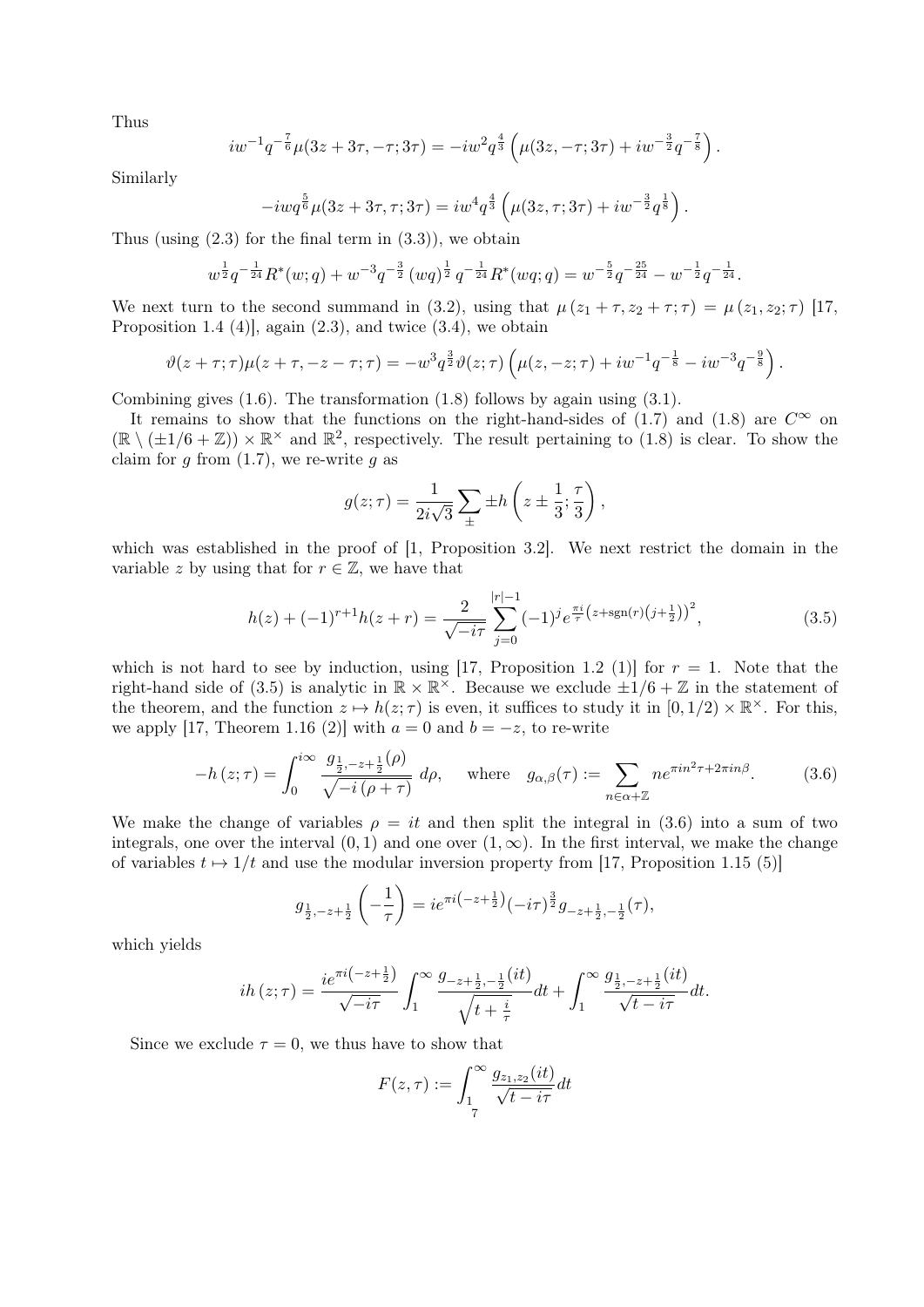Thus

$$iw^{-1}q^{-\frac{7}{6}}\mu(3z+3\tau,-\tau;3\tau) = -iw^2q^{\frac{4}{3}}\left(\mu(3z,-\tau;3\tau)+iw^{-\frac{3}{2}}q^{-\frac{7}{8}}\right).$$

Similarly

$$-iwq^{\frac{5}{6}}\mu(3z+3\tau,\tau;3\tau) = iw^4q^{\frac{4}{3}}\left(\mu(3z,\tau;3\tau)+iw^{-\frac{3}{2}}q^{\frac{1}{8}}\right).$$

Thus (using (2.3) for the final term in (3.3)), we obtain

$$w^{\frac{1}{2}}q^{-\frac{1}{24}}R^*(w;q)+w^{-3}q^{-\frac{3}{2}}\left(wq\right)^{\frac{1}{2}}q^{-\frac{1}{24}}R^*(wq;q) = w^{-\frac{5}{2}}q^{-\frac{25}{24}}-w^{-\frac{1}{2}}q^{-\frac{1}{24}}.$$

We next turn to the second summand in (3.2), using that $\mu\left(z_1+\tau,z_2+\tau;\tau\right)=\mu\left(z_1,z_2;\tau\right)$ [17, Proposition 1.4 (4)], again (2.3), and twice (3.4), we obtain

$$\vartheta(z+\tau;\tau)\mu(z+\tau,-z-\tau;\tau) = -w^3q^{\frac{3}{2}}\vartheta(z;\tau)\left(\mu(z,-z;\tau)+iw^{-1}q^{-\frac{1}{8}}-iw^{-3}q^{-\frac{9}{8}}\right).$$

Combining gives (1.6). The transformation (1.8) follows by again using (3.1).

It remains to show that the functions on the right-hand-sides of (1.7) and (1.8) are $C^\infty$ on $(\mathbb{R}\setminus(\pm 1/6+\mathbb{Z}))\times\mathbb{R}^\times$ and $\mathbb{R}^2$, respectively. The result pertaining to (1.8) is clear. To show the claim for $g$ from (1.7), we re-write $g$ as

$$g(z;\tau) = \frac{1}{2i\sqrt{3}}\sum_{\pm}\pm h\left(z\pm\frac{1}{3};\frac{\tau}{3}\right),$$

which was established in the proof of [1, Proposition 3.2]. We next restrict the domain in the variable $z$ by using that for $r\in\mathbb{Z}$, we have that

$$h(z)+(-1)^{r+1}h(z+r) = \frac{2}{\sqrt{-i\tau}}\sum_{j=0}^{|r|-1}(-1)^je^{\frac{\pi i}{\tau}\left(z+\mathrm{sgn}(r)\left(j+\frac{1}{2}\right)\right)^2}, \tag{3.5}$$

which is not hard to see by induction, using [17, Proposition 1.2 (1)] for $r=1$. Note that the right-hand side of (3.5) is analytic in $\mathbb{R}\times\mathbb{R}^\times$. Because we exclude $\pm 1/6+\mathbb{Z}$ in the statement of the theorem, and the function $z\mapsto h(z;\tau)$ is even, it suffices to study it in $[0,1/2)\times\mathbb{R}^\times$. For this, we apply [17, Theorem 1.16 (2)] with $a=0$ and $b=-z$, to re-write

$$-h\left(z;\tau\right) = \int_0^{i\infty}\frac{g_{\frac{1}{2},-z+\frac{1}{2}}(\rho)}{\sqrt{-i\left(\rho+\tau\right)}}\,d\rho, \quad \text{where} \quad g_{\alpha,\beta}(\tau) := \sum_{n\in\alpha+\mathbb{Z}}ne^{\pi in^2\tau+2\pi in\beta}. \tag{3.6}$$

We make the change of variables $\rho=it$ and then split the integral in (3.6) into a sum of two integrals, one over the interval $(0,1)$ and one over $(1,\infty)$. In the first interval, we make the change of variables $t\mapsto 1/t$ and use the modular inversion property from [17, Proposition 1.15 (5)]

$$g_{\frac{1}{2},-z+\frac{1}{2}}\left(-\frac{1}{\tau}\right) = ie^{\pi i\left(-z+\frac{1}{2}\right)}(-i\tau)^{\frac{3}{2}}g_{-z+\frac{1}{2},-\frac{1}{2}}(\tau),$$

which yields

$$ih\left(z;\tau\right) = \frac{ie^{\pi i\left(-z+\frac{1}{2}\right)}}{\sqrt{-i\tau}}\int_1^\infty\frac{g_{-z+\frac{1}{2},-\frac{1}{2}}(it)}{\sqrt{t+\frac{i}{\tau}}}dt+\int_1^\infty\frac{g_{\frac{1}{2},-z+\frac{1}{2}}(it)}{\sqrt{t-i\tau}}dt.$$

Since we exclude $\tau=0$, we thus have to show that

$$F(z,\tau) := \int_1^\infty\frac{g_{z_1,z_2}(it)}{\sqrt{t-i\tau}}dt$$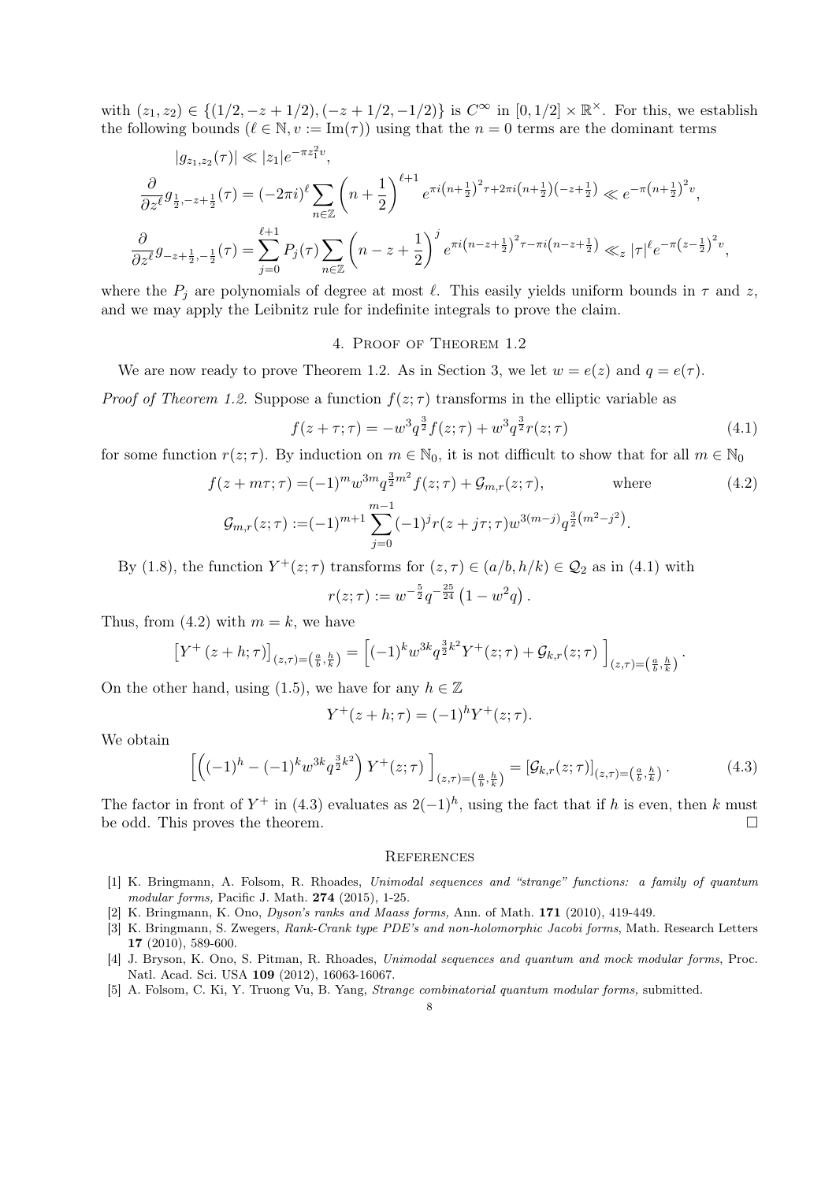with $(z_1, z_2) \in \{(1/2, -z+1/2), (-z+1/2, -1/2)\}$ is $C^\infty$ in $[0, 1/2] \times \mathbb{R}^\times$. For this, we establish the following bounds ($\ell \in \mathbb{N}, v := \mathrm{Im}(\tau)$) using that the $n = 0$ terms are the dominant terms

$$|g_{z_1,z_2}(\tau)| \ll |z_1| e^{-\pi z_1^2 v},$$

$$\frac{\partial}{\partial z^\ell} g_{\frac{1}{2},-z+\frac{1}{2}}(\tau) = (-2\pi i)^\ell \sum_{n\in\mathbb{Z}} \left(n+\frac{1}{2}\right)^{\ell+1} e^{\pi i \left(n+\frac{1}{2}\right)^2 \tau + 2\pi i \left(n+\frac{1}{2}\right)\left(-z+\frac{1}{2}\right)} \ll e^{-\pi\left(n+\frac{1}{2}\right)^2 v},$$

$$\frac{\partial}{\partial z^\ell} g_{-z+\frac{1}{2},-\frac{1}{2}}(\tau) = \sum_{j=0}^{\ell+1} P_j(\tau) \sum_{n\in\mathbb{Z}} \left(n-z+\frac{1}{2}\right)^j e^{\pi i \left(n-z+\frac{1}{2}\right)^2 \tau - \pi i \left(n-z+\frac{1}{2}\right)} \ll_z |\tau|^\ell e^{-\pi\left(z-\frac{1}{2}\right)^2 v},$$

where the $P_j$ are polynomials of degree at most $\ell$. This easily yields uniform bounds in $\tau$ and $z$, and we may apply the Leibnitz rule for indefinite integrals to prove the claim.

## 4. Proof of Theorem 1.2

We are now ready to prove Theorem 1.2. As in Section 3, we let $w = e(z)$ and $q = e(\tau)$.

*Proof of Theorem 1.2.* Suppose a function $f(z;\tau)$ transforms in the elliptic variable as

$$f(z+\tau;\tau) = -w^3 q^{\frac{3}{2}} f(z;\tau) + w^3 q^{\frac{3}{2}} r(z;\tau) \tag{4.1}$$

for some function $r(z;\tau)$. By induction on $m \in \mathbb{N}_0$, it is not difficult to show that for all $m \in \mathbb{N}_0$

$$f(z+m\tau;\tau) = (-1)^m w^{3m} q^{\frac{3}{2}m^2} f(z;\tau) + \mathcal{G}_{m,r}(z;\tau), \qquad \text{where} \tag{4.2}$$

$$\mathcal{G}_{m,r}(z;\tau) := (-1)^{m+1} \sum_{j=0}^{m-1} (-1)^j r(z+j\tau;\tau) w^{3(m-j)} q^{\frac{3}{2}\left(m^2-j^2\right)}.$$

By (1.8), the function $Y^+(z;\tau)$ transforms for $(z,\tau) \in (a/b, h/k) \in \mathcal{Q}_2$ as in (4.1) with

$$r(z;\tau) := w^{-\frac{5}{2}} q^{-\frac{25}{24}} \left(1 - w^2 q\right).$$

Thus, from (4.2) with $m = k$, we have

$$\left[Y^+(z+h;\tau)\right]_{(z,\tau)=\left(\frac{a}{b},\frac{h}{k}\right)} = \left[(-1)^k w^{3k} q^{\frac{3}{2}k^2} Y^+(z;\tau) + \mathcal{G}_{k,r}(z;\tau)\right]_{(z,\tau)=\left(\frac{a}{b},\frac{h}{k}\right)}.$$

On the other hand, using (1.5), we have for any $h \in \mathbb{Z}$

$$Y^+(z+h;\tau) = (-1)^h Y^+(z;\tau).$$

We obtain

$$\left[\left((-1)^h - (-1)^k w^{3k} q^{\frac{3}{2}k^2}\right) Y^+(z;\tau)\right]_{(z,\tau)=\left(\frac{a}{b},\frac{h}{k}\right)} = \left[\mathcal{G}_{k,r}(z;\tau)\right]_{(z,\tau)=\left(\frac{a}{b},\frac{h}{k}\right)}. \tag{4.3}$$

The factor in front of $Y^+$ in (4.3) evaluates as $2(-1)^h$, using the fact that if $h$ is even, then $k$ must be odd. This proves the theorem. $\square$

## References

[1] K. Bringmann, A. Folsom, R. Rhoades, *Unimodal sequences and "strange" functions: a family of quantum modular forms,* Pacific J. Math. **274** (2015), 1-25.

[2] K. Bringmann, K. Ono, *Dyson's ranks and Maass forms,* Ann. of Math. **171** (2010), 419-449.

[3] K. Bringmann, S. Zwegers, *Rank-Crank type PDE's and non-holomorphic Jacobi forms*, Math. Research Letters **17** (2010), 589-600.

[4] J. Bryson, K. Ono, S. Pitman, R. Rhoades, *Unimodal sequences and quantum and mock modular forms*, Proc. Natl. Acad. Sci. USA **109** (2012), 16063-16067.

[5] A. Folsom, C. Ki, Y. Truong Vu, B. Yang, *Strange combinatorial quantum modular forms,* submitted.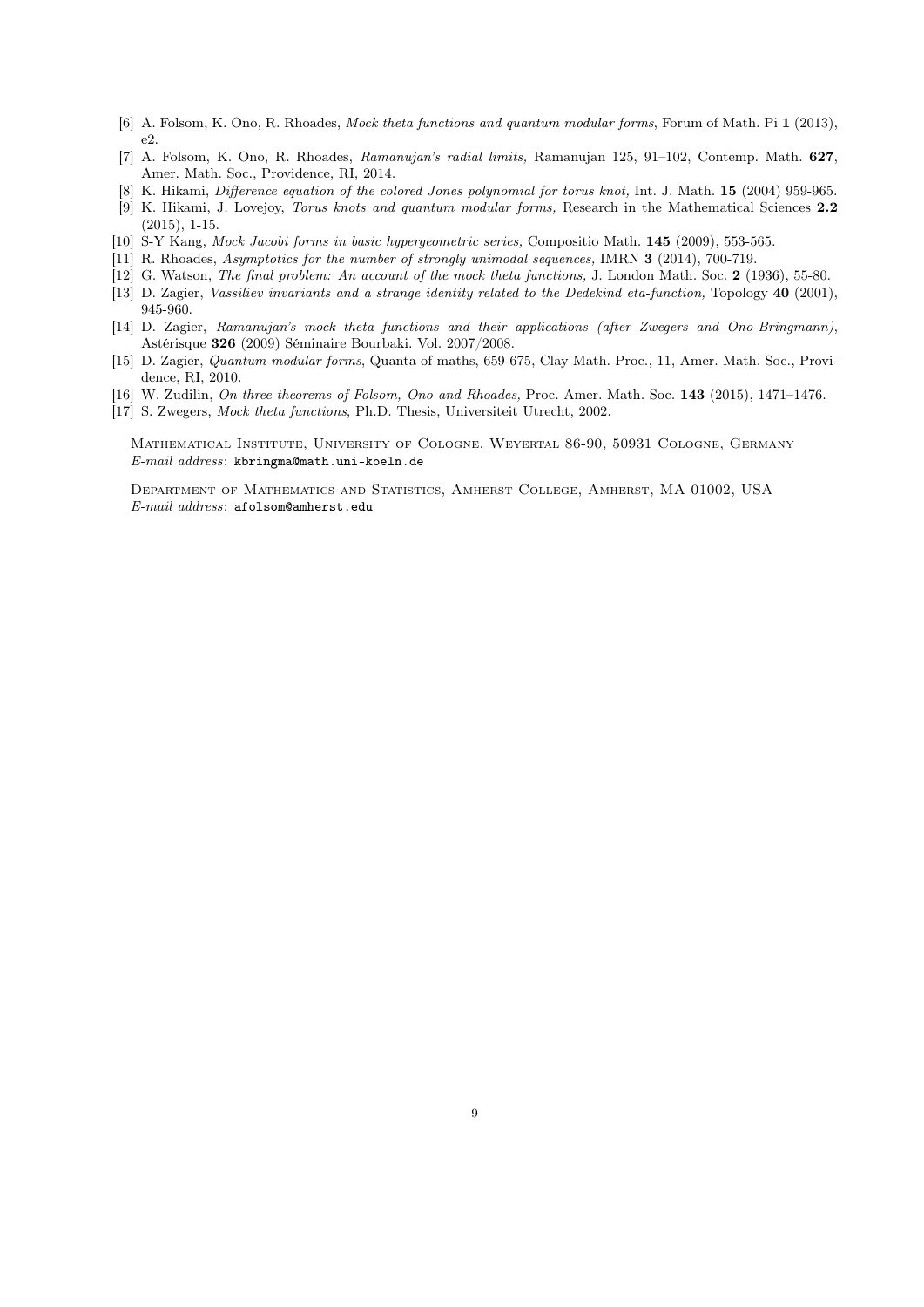[6] A. Folsom, K. Ono, R. Rhoades, *Mock theta functions and quantum modular forms*, Forum of Math. Pi **1** (2013), e2.

[7] A. Folsom, K. Ono, R. Rhoades, *Ramanujan's radial limits,* Ramanujan 125, 91–102, Contemp. Math. **627**, Amer. Math. Soc., Providence, RI, 2014.

[8] K. Hikami, *Difference equation of the colored Jones polynomial for torus knot,* Int. J. Math. **15** (2004) 959-965.

[9] K. Hikami, J. Lovejoy, *Torus knots and quantum modular forms,* Research in the Mathematical Sciences **2.2** (2015), 1-15.

[10] S-Y Kang, *Mock Jacobi forms in basic hypergeometric series,* Compositio Math. **145** (2009), 553-565.

[11] R. Rhoades, *Asymptotics for the number of strongly unimodal sequences,* IMRN **3** (2014), 700-719.

[12] G. Watson, *The final problem: An account of the mock theta functions,* J. London Math. Soc. **2** (1936), 55-80.

[13] D. Zagier, *Vassiliev invariants and a strange identity related to the Dedekind eta-function,* Topology **40** (2001), 945-960.

[14] D. Zagier, *Ramanujan's mock theta functions and their applications (after Zwegers and Ono-Bringmann)*, Astérisque **326** (2009) Séminaire Bourbaki. Vol. 2007/2008.

[15] D. Zagier, *Quantum modular forms*, Quanta of maths, 659-675, Clay Math. Proc., 11, Amer. Math. Soc., Providence, RI, 2010.

[16] W. Zudilin, *On three theorems of Folsom, Ono and Rhoades,* Proc. Amer. Math. Soc. **143** (2015), 1471–1476.

[17] S. Zwegers, *Mock theta functions*, Ph.D. Thesis, Universiteit Utrecht, 2002.

Mathematical Institute, University of Cologne, Weyertal 86-90, 50931 Cologne, Germany
*E-mail address*: kbringma@math.uni-koeln.de

Department of Mathematics and Statistics, Amherst College, Amherst, MA 01002, USA
*E-mail address*: afolsom@amherst.edu